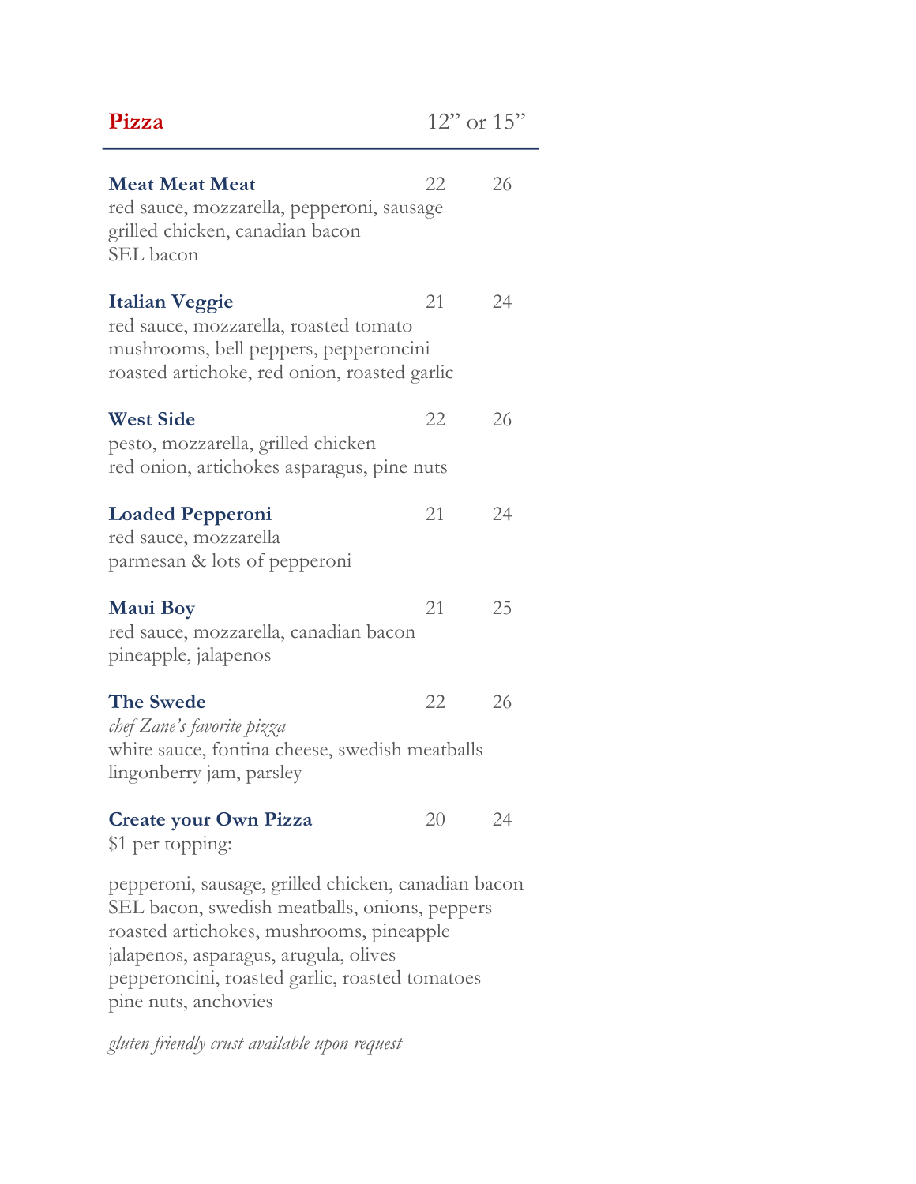## Pizza

12" or 15"

**Meat Meat Meat** 22 26
red sauce, mozzarella, pepperoni, sausage
grilled chicken, canadian bacon
SEL bacon

**Italian Veggie** 21 24
red sauce, mozzarella, roasted tomato
mushrooms, bell peppers, pepperoncini
roasted artichoke, red onion, roasted garlic

**West Side** 22 26
pesto, mozzarella, grilled chicken
red onion, artichokes asparagus, pine nuts

**Loaded Pepperoni** 21 24
red sauce, mozzarella
parmesan & lots of pepperoni

**Maui Boy** 21 25
red sauce, mozzarella, canadian bacon
pineapple, jalapenos

**The Swede** 22 26
*chef Zane's favorite pizza*
white sauce, fontina cheese, swedish meatballs
lingonberry jam, parsley

**Create your Own Pizza** 20 24
$1 per topping:

pepperoni, sausage, grilled chicken, canadian bacon
SEL bacon, swedish meatballs, onions, peppers
roasted artichokes, mushrooms, pineapple
jalapenos, asparagus, arugula, olives
pepperoncini, roasted garlic, roasted tomatoes
pine nuts, anchovies

*gluten friendly crust available upon request*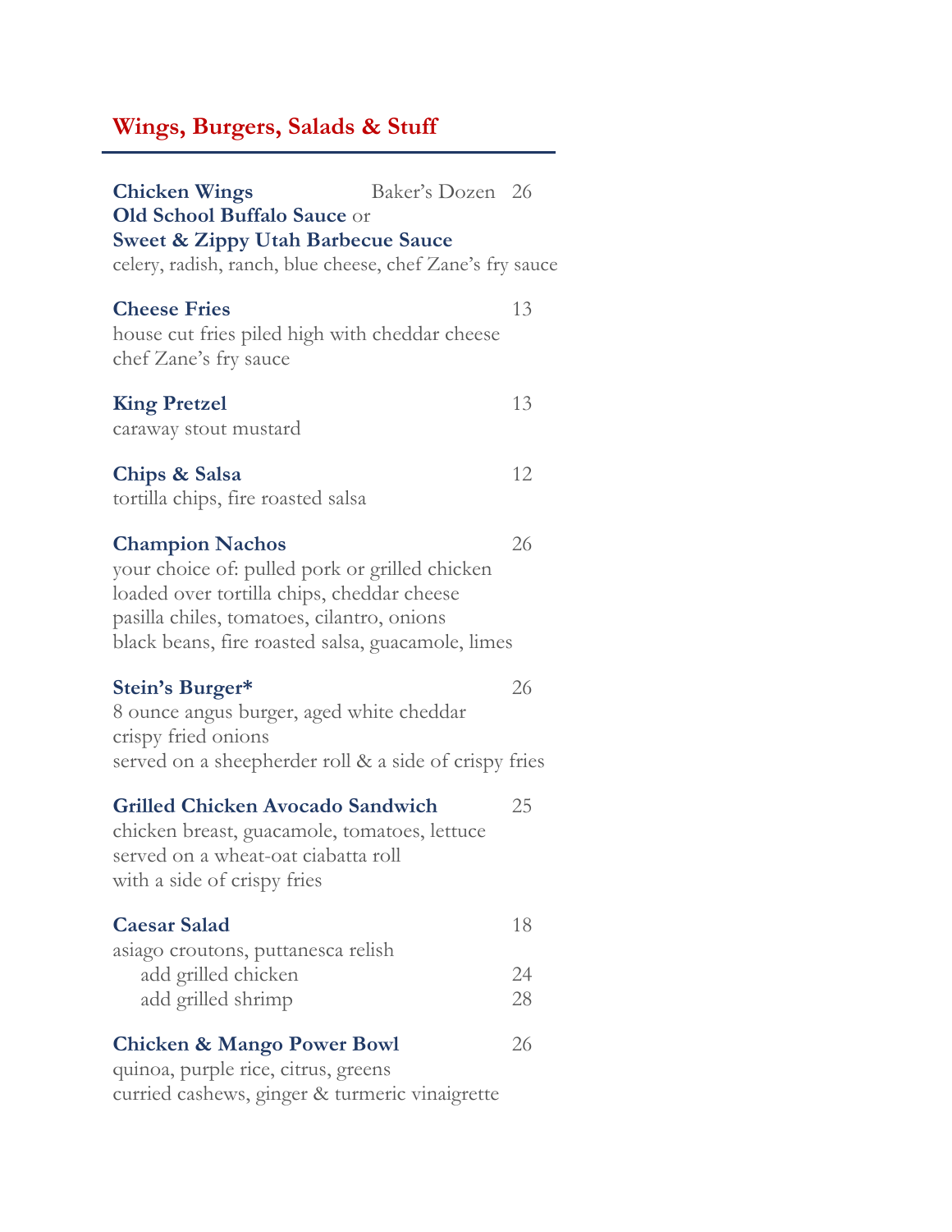## Wings, Burgers, Salads & Stuff

**Chicken Wings** Baker's Dozen 26
**Old School Buffalo Sauce** or
**Sweet & Zippy Utah Barbecue Sauce**
celery, radish, ranch, blue cheese, chef Zane's fry sauce

**Cheese Fries** 13
house cut fries piled high with cheddar cheese
chef Zane's fry sauce

**King Pretzel** 13
caraway stout mustard

**Chips & Salsa** 12
tortilla chips, fire roasted salsa

**Champion Nachos** 26
your choice of: pulled pork or grilled chicken
loaded over tortilla chips, cheddar cheese
pasilla chiles, tomatoes, cilantro, onions
black beans, fire roasted salsa, guacamole, limes

**Stein's Burger*** 26
8 ounce angus burger, aged white cheddar
crispy fried onions
served on a sheepherder roll & a side of crispy fries

**Grilled Chicken Avocado Sandwich** 25
chicken breast, guacamole, tomatoes, lettuce
served on a wheat-oat ciabatta roll
with a side of crispy fries

**Caesar Salad** 18
asiago croutons, puttanesca relish
add grilled chicken 24
add grilled shrimp 28

**Chicken & Mango Power Bowl** 26
quinoa, purple rice, citrus, greens
curried cashews, ginger & turmeric vinaigrette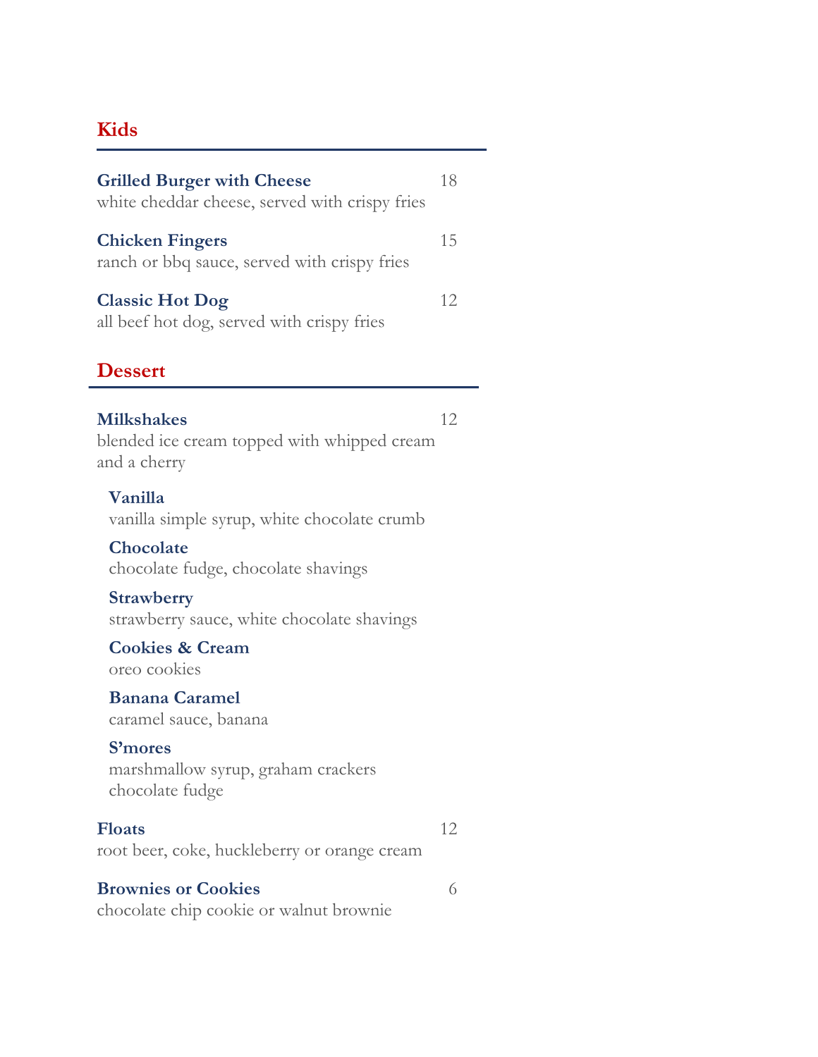## Kids

**Grilled Burger with Cheese** 18
white cheddar cheese, served with crispy fries

**Chicken Fingers** 15
ranch or bbq sauce, served with crispy fries

**Classic Hot Dog** 12
all beef hot dog, served with crispy fries

## Dessert

**Milkshakes** 12
blended ice cream topped with whipped cream and a cherry

- **Vanilla**
  vanilla simple syrup, white chocolate crumb
- **Chocolate**
  chocolate fudge, chocolate shavings
- **Strawberry**
  strawberry sauce, white chocolate shavings
- **Cookies & Cream**
  oreo cookies
- **Banana Caramel**
  caramel sauce, banana
- **S'mores**
  marshmallow syrup, graham crackers
  chocolate fudge

**Floats** 12
root beer, coke, huckleberry or orange cream

**Brownies or Cookies** 6
chocolate chip cookie or walnut brownie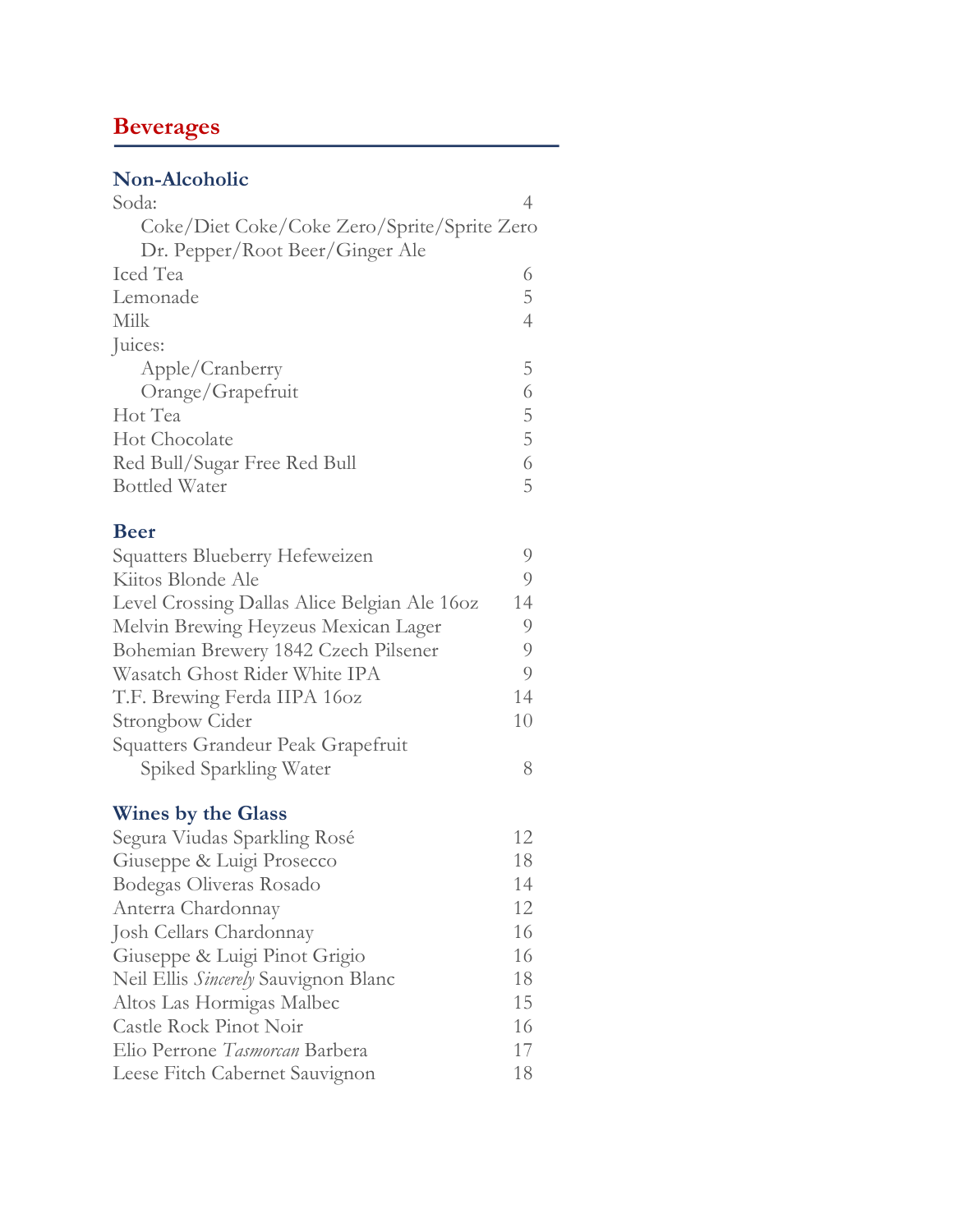## Beverages

### Non-Alcoholic

| | |
|---|---|
| Soda: | 4 |
| Coke/Diet Coke/Coke Zero/Sprite/Sprite Zero | |
| Dr. Pepper/Root Beer/Ginger Ale | |
| Iced Tea | 6 |
| Lemonade | 5 |
| Milk | 4 |
| Juices: | |
| Apple/Cranberry | 5 |
| Orange/Grapefruit | 6 |
| Hot Tea | 5 |
| Hot Chocolate | 5 |
| Red Bull/Sugar Free Red Bull | 6 |
| Bottled Water | 5 |

### Beer

| | |
|---|---|
| Squatters Blueberry Hefeweizen | 9 |
| Kiitos Blonde Ale | 9 |
| Level Crossing Dallas Alice Belgian Ale 16oz | 14 |
| Melvin Brewing Heyzeus Mexican Lager | 9 |
| Bohemian Brewery 1842 Czech Pilsener | 9 |
| Wasatch Ghost Rider White IPA | 9 |
| T.F. Brewing Ferda IIPA 16oz | 14 |
| Strongbow Cider | 10 |
| Squatters Grandeur Peak Grapefruit Spiked Sparkling Water | 8 |

### Wines by the Glass

| | |
|---|---|
| Segura Viudas Sparkling Rosé | 12 |
| Giuseppe & Luigi Prosecco | 18 |
| Bodegas Oliveras Rosado | 14 |
| Anterra Chardonnay | 12 |
| Josh Cellars Chardonnay | 16 |
| Giuseppe & Luigi Pinot Grigio | 16 |
| Neil Ellis *Sincerely* Sauvignon Blanc | 18 |
| Altos Las Hormigas Malbec | 15 |
| Castle Rock Pinot Noir | 16 |
| Elio Perrone *Tasmorcan* Barbera | 17 |
| Leese Fitch Cabernet Sauvignon | 18 |